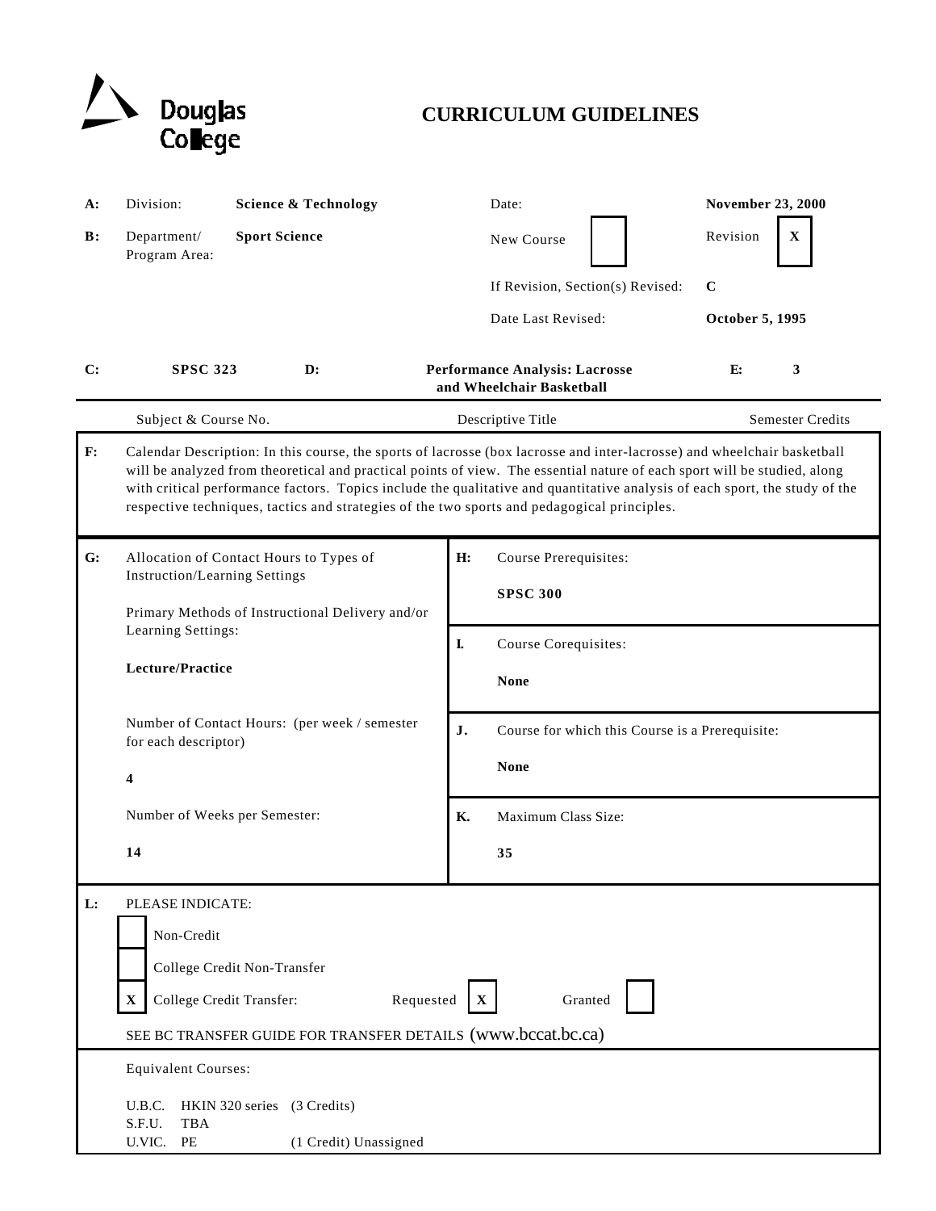Douglas College

# CURRICULUM GUIDELINES

| | | | | |
|---|---|---|---|---|
| **A:** | Division: | **Science & Technology** | Date: | **November 23, 2000** |
| **B:** | Department/ Program Area: | **Sport Science** | New Course [ ] | Revision [X] |
| | | | If Revision, Section(s) Revised: | **C** |
| | | | Date Last Revised: | **October 5, 1995** |

| **C:** | **SPSC 323** | **D:** | **Performance Analysis: Lacrosse and Wheelchair Basketball** | **E:** | **3** |
|---|---|---|---|---|---|
| | Subject & Course No. | | Descriptive Title | | Semester Credits |

**F:** Calendar Description: In this course, the sports of lacrosse (box lacrosse and inter-lacrosse) and wheelchair basketball will be analyzed from theoretical and practical points of view. The essential nature of each sport will be studied, along with critical performance factors. Topics include the qualitative and quantitative analysis of each sport, the study of the respective techniques, tactics and strategies of the two sports and pedagogical principles.

**G:** Allocation of Contact Hours to Types of Instruction/Learning Settings

Primary Methods of Instructional Delivery and/or Learning Settings:

**Lecture/Practice**

Number of Contact Hours: (per week / semester for each descriptor)

**4**

Number of Weeks per Semester:

**14**

**H:** Course Prerequisites:

**SPSC 300**

**I.** Course Corequisites:

**None**

**J.** Course for which this Course is a Prerequisite:

**None**

**K.** Maximum Class Size:

**35**

**L:** PLEASE INDICATE:

- [ ] Non-Credit
- [ ] College Credit Non-Transfer
- [X] College Credit Transfer: Requested [X] Granted [ ]

SEE BC TRANSFER GUIDE FOR TRANSFER DETAILS (www.bccat.bc.ca)

Equivalent Courses:

U.B.C. HKIN 320 series (3 Credits)
S.F.U. TBA
U.VIC. PE (1 Credit) Unassigned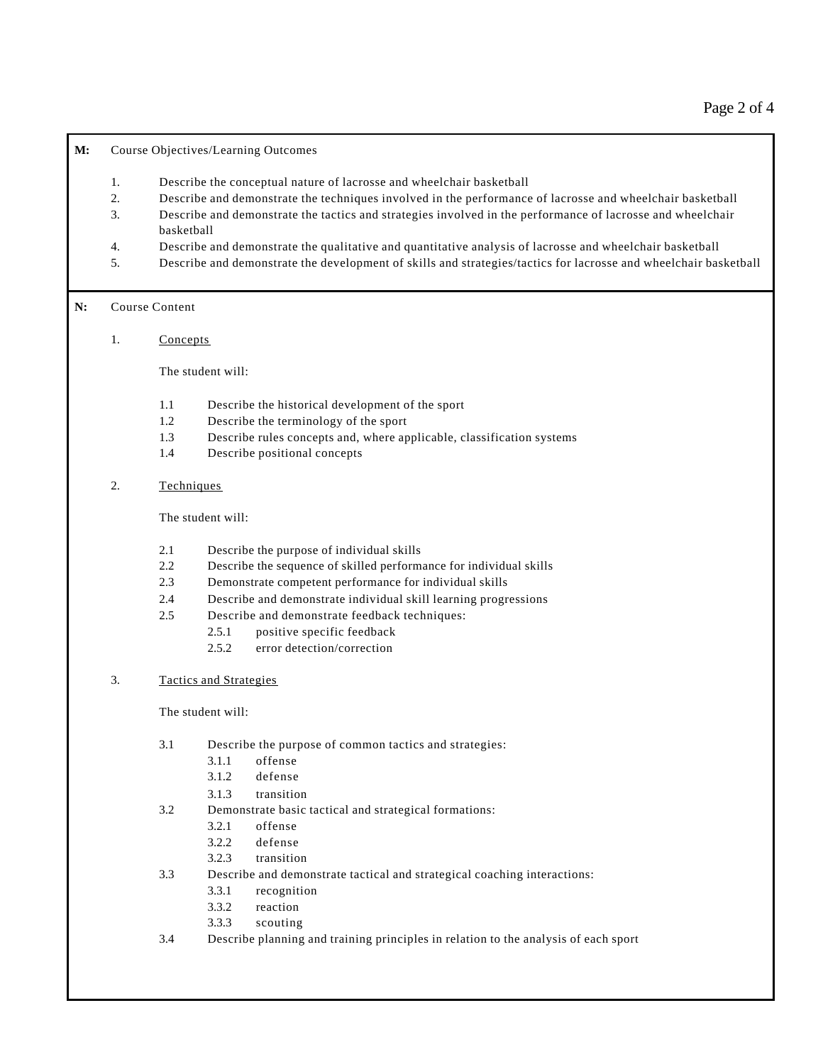**M:** Course Objectives/Learning Outcomes

1. Describe the conceptual nature of lacrosse and wheelchair basketball
2. Describe and demonstrate the techniques involved in the performance of lacrosse and wheelchair basketball
3. Describe and demonstrate the tactics and strategies involved in the performance of lacrosse and wheelchair basketball
4. Describe and demonstrate the qualitative and quantitative analysis of lacrosse and wheelchair basketball
5. Describe and demonstrate the development of skills and strategies/tactics for lacrosse and wheelchair basketball

**N:** Course Content

1. <u>Concepts</u>

   The student will:

   - 1.1 Describe the historical development of the sport
   - 1.2 Describe the terminology of the sport
   - 1.3 Describe rules concepts and, where applicable, classification systems
   - 1.4 Describe positional concepts

2. <u>Techniques</u>

   The student will:

   - 2.1 Describe the purpose of individual skills
   - 2.2 Describe the sequence of skilled performance for individual skills
   - 2.3 Demonstrate competent performance for individual skills
   - 2.4 Describe and demonstrate individual skill learning progressions
   - 2.5 Describe and demonstrate feedback techniques:
     - 2.5.1 positive specific feedback
     - 2.5.2 error detection/correction

3. <u>Tactics and Strategies</u>

   The student will:

   - 3.1 Describe the purpose of common tactics and strategies:
     - 3.1.1 offense
     - 3.1.2 defense
     - 3.1.3 transition
   - 3.2 Demonstrate basic tactical and strategical formations:
     - 3.2.1 offense
     - 3.2.2 defense
     - 3.2.3 transition
   - 3.3 Describe and demonstrate tactical and strategical coaching interactions:
     - 3.3.1 recognition
     - 3.3.2 reaction
     - 3.3.3 scouting
   - 3.4 Describe planning and training principles in relation to the analysis of each sport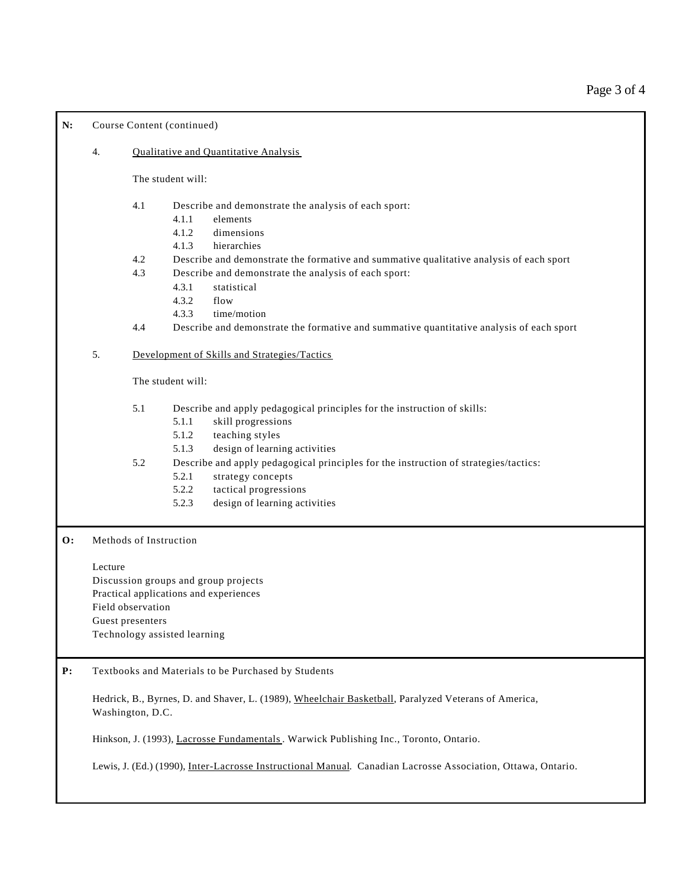**N:** Course Content (continued)

4. Qualitative and Quantitative Analysis

The student will:

- 4.1 Describe and demonstrate the analysis of each sport:
  - 4.1.1 elements
  - 4.1.2 dimensions
  - 4.1.3 hierarchies
- 4.2 Describe and demonstrate the formative and summative qualitative analysis of each sport
- 4.3 Describe and demonstrate the analysis of each sport:
  - 4.3.1 statistical
  - 4.3.2 flow
  - 4.3.3 time/motion
- 4.4 Describe and demonstrate the formative and summative quantitative analysis of each sport

5. Development of Skills and Strategies/Tactics

The student will:

- 5.1 Describe and apply pedagogical principles for the instruction of skills:
  - 5.1.1 skill progressions
  - 5.1.2 teaching styles
  - 5.1.3 design of learning activities
- 5.2 Describe and apply pedagogical principles for the instruction of strategies/tactics:
  - 5.2.1 strategy concepts
  - 5.2.2 tactical progressions
  - 5.2.3 design of learning activities

**O:** Methods of Instruction

Lecture
Discussion groups and group projects
Practical applications and experiences
Field observation
Guest presenters
Technology assisted learning

**P:** Textbooks and Materials to be Purchased by Students

Hedrick, B., Byrnes, D. and Shaver, L. (1989), Wheelchair Basketball, Paralyzed Veterans of America, Washington, D.C.

Hinkson, J. (1993), Lacrosse Fundamentals. Warwick Publishing Inc., Toronto, Ontario.

Lewis, J. (Ed.) (1990), Inter-Lacrosse Instructional Manual. Canadian Lacrosse Association, Ottawa, Ontario.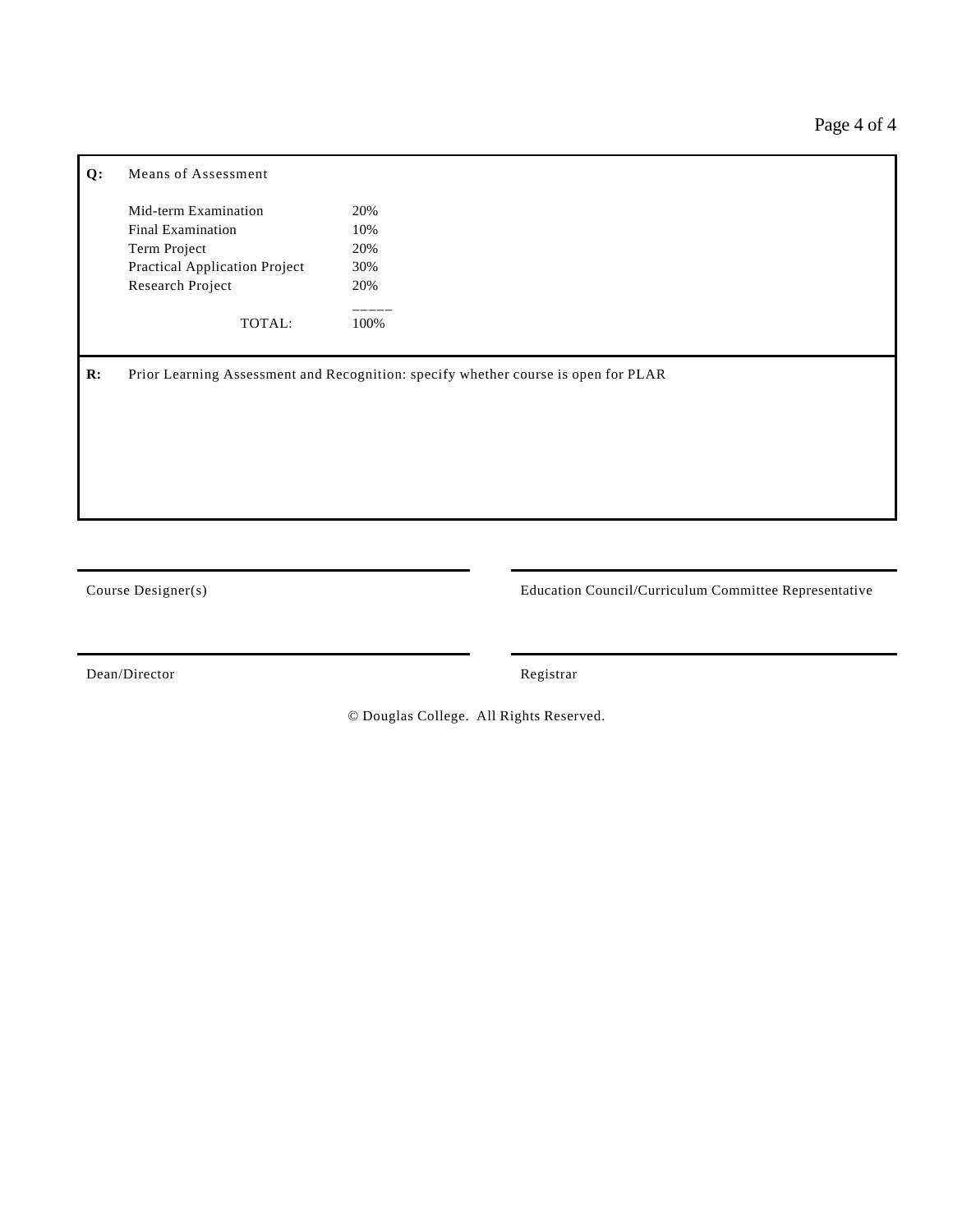**Q:** Means of Assessment

| | |
|---|---|
| Mid-term Examination | 20% |
| Final Examination | 10% |
| Term Project | 20% |
| Practical Application Project | 30% |
| Research Project | 20% |
| TOTAL: | 100% |

**R:** Prior Learning Assessment and Recognition: specify whether course is open for PLAR

Course Designer(s)

Education Council/Curriculum Committee Representative

Dean/Director

Registrar

© Douglas College. All Rights Reserved.